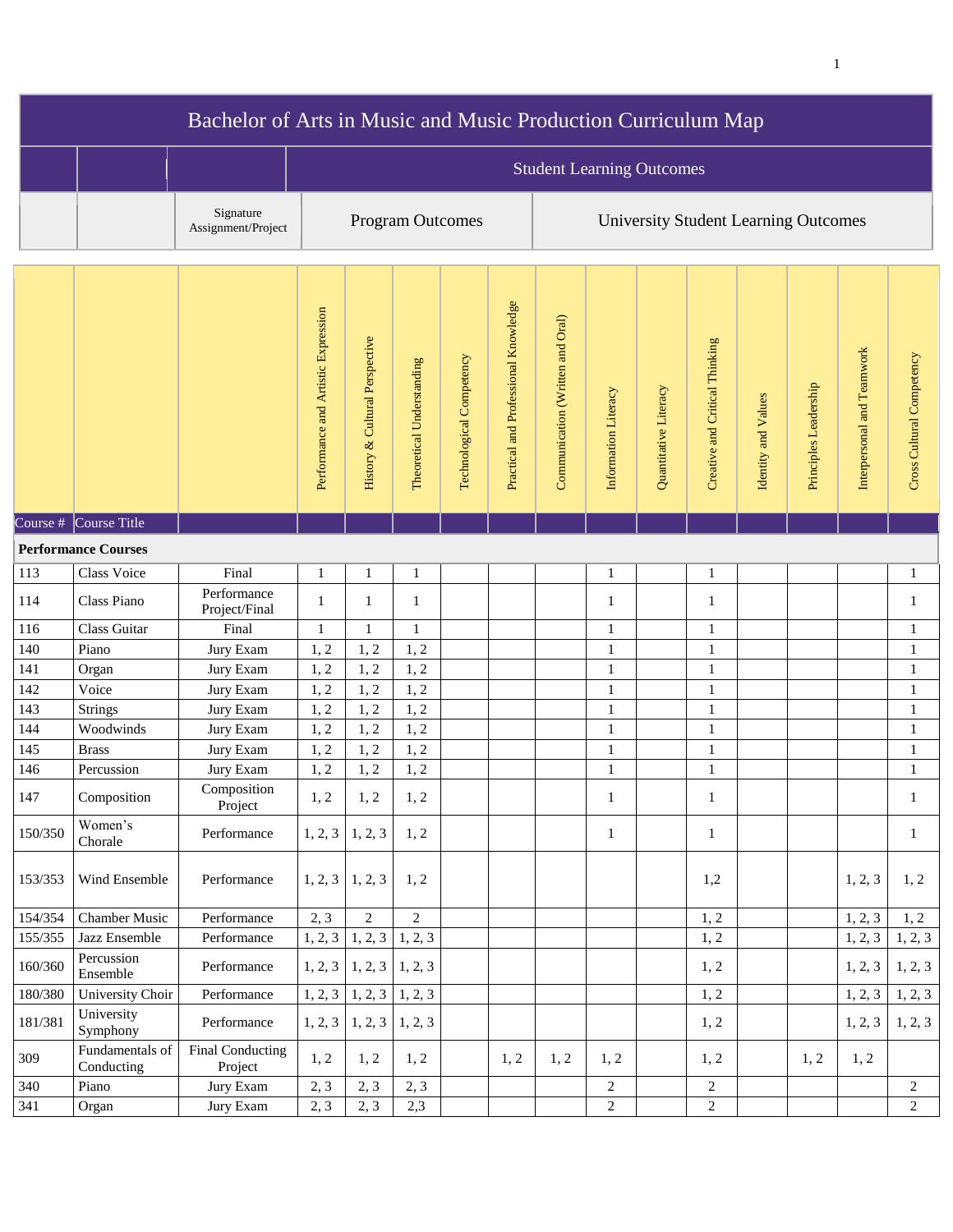# Bachelor of Arts in Music and Music Production Curriculum Map

| Course # | Course Title | Signature Assignment/Project | Student Learning Outcomes: Program Outcomes | | | | | | University Student Learning Outcomes | | | | | | |
|---|---|---|---|---|---|---|---|---|---|---|---|---|---|---|---|
| | | | Performance and Artistic Expression | History & Cultural Perspective | Theoretical Understanding | Technological Competency | Practical and Professional Knowledge | Communication (Written and Oral) | Information Literacy | Quantitative Literacy | Creative and Critical Thinking | Identity and Values | Principles Leadership | Interpersonal and Teamwork | Cross Cultural Competency |
| **Performance Courses** | | | | | | | | | | | | | | | |
| 113 | Class Voice | Final | 1 | 1 | 1 | | | | 1 | | 1 | | | | 1 |
| 114 | Class Piano | Performance Project/Final | 1 | 1 | 1 | | | | 1 | | 1 | | | | 1 |
| 116 | Class Guitar | Final | 1 | 1 | 1 | | | | 1 | | 1 | | | | 1 |
| 140 | Piano | Jury Exam | 1, 2 | 1, 2 | 1, 2 | | | | 1 | | 1 | | | | 1 |
| 141 | Organ | Jury Exam | 1, 2 | 1, 2 | 1, 2 | | | | 1 | | 1 | | | | 1 |
| 142 | Voice | Jury Exam | 1, 2 | 1, 2 | 1, 2 | | | | 1 | | 1 | | | | 1 |
| 143 | Strings | Jury Exam | 1, 2 | 1, 2 | 1, 2 | | | | 1 | | 1 | | | | 1 |
| 144 | Woodwinds | Jury Exam | 1, 2 | 1, 2 | 1, 2 | | | | 1 | | 1 | | | | 1 |
| 145 | Brass | Jury Exam | 1, 2 | 1, 2 | 1, 2 | | | | 1 | | 1 | | | | 1 |
| 146 | Percussion | Jury Exam | 1, 2 | 1, 2 | 1, 2 | | | | 1 | | 1 | | | | 1 |
| 147 | Composition | Composition Project | 1, 2 | 1, 2 | 1, 2 | | | | 1 | | 1 | | | | 1 |
| 150/350 | Women's Chorale | Performance | 1, 2, 3 | 1, 2, 3 | 1, 2 | | | | 1 | | 1 | | | | 1 |
| 153/353 | Wind Ensemble | Performance | 1, 2, 3 | 1, 2, 3 | 1, 2 | | | | | | 1,2 | | | 1, 2, 3 | 1, 2 |
| 154/354 | Chamber Music | Performance | 2, 3 | 2 | 2 | | | | | | 1, 2 | | | 1, 2, 3 | 1, 2 |
| 155/355 | Jazz Ensemble | Performance | 1, 2, 3 | 1, 2, 3 | 1, 2, 3 | | | | | | 1, 2 | | | 1, 2, 3 | 1, 2, 3 |
| 160/360 | Percussion Ensemble | Performance | 1, 2, 3 | 1, 2, 3 | 1, 2, 3 | | | | | | 1, 2 | | | 1, 2, 3 | 1, 2, 3 |
| 180/380 | University Choir | Performance | 1, 2, 3 | 1, 2, 3 | 1, 2, 3 | | | | | | 1, 2 | | | 1, 2, 3 | 1, 2, 3 |
| 181/381 | University Symphony | Performance | 1, 2, 3 | 1, 2, 3 | 1, 2, 3 | | | | | | 1, 2 | | | 1, 2, 3 | 1, 2, 3 |
| 309 | Fundamentals of Conducting | Final Conducting Project | 1, 2 | 1, 2 | 1, 2 | | 1, 2 | 1, 2 | 1, 2 | | 1, 2 | | 1, 2 | 1, 2 | |
| 340 | Piano | Jury Exam | 2, 3 | 2, 3 | 2, 3 | | | | 2 | | 2 | | | | 2 |
| 341 | Organ | Jury Exam | 2, 3 | 2, 3 | 2,3 | | | | 2 | | 2 | | | | 2 |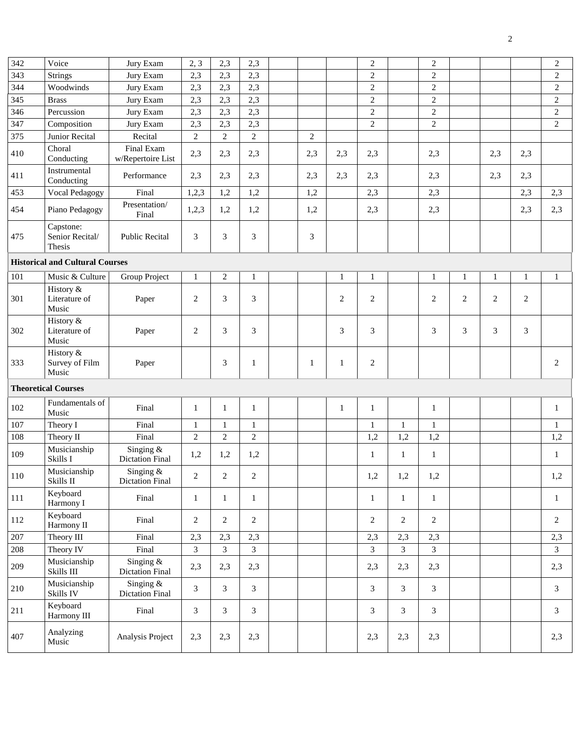| | | | | | | | | | | | | | | | |
|---|---|---|---|---|---|---|---|---|---|---|---|---|---|---|---|
| 342 | Voice | Jury Exam | 2, 3 | 2,3 | 2,3 | | | | 2 | | 2 | | | | 2 |
| 343 | Strings | Jury Exam | 2,3 | 2,3 | 2,3 | | | | 2 | | 2 | | | | 2 |
| 344 | Woodwinds | Jury Exam | 2,3 | 2,3 | 2,3 | | | | 2 | | 2 | | | | 2 |
| 345 | Brass | Jury Exam | 2,3 | 2,3 | 2,3 | | | | 2 | | 2 | | | | 2 |
| 346 | Percussion | Jury Exam | 2,3 | 2,3 | 2,3 | | | | 2 | | 2 | | | | 2 |
| 347 | Composition | Jury Exam | 2,3 | 2,3 | 2,3 | | | | 2 | | 2 | | | | 2 |
| 375 | Junior Recital | Recital | 2 | 2 | 2 | | 2 | | | | | | | | |
| 410 | Choral Conducting | Final Exam w/Repertoire List | 2,3 | 2,3 | 2,3 | | 2,3 | 2,3 | 2,3 | | 2,3 | | 2,3 | 2,3 | |
| 411 | Instrumental Conducting | Performance | 2,3 | 2,3 | 2,3 | | 2,3 | 2,3 | 2,3 | | 2,3 | | 2,3 | 2,3 | |
| 453 | Vocal Pedagogy | Final | 1,2,3 | 1,2 | 1,2 | | 1,2 | | 2,3 | | 2,3 | | | 2,3 | 2,3 |
| 454 | Piano Pedagogy | Presentation/ Final | 1,2,3 | 1,2 | 1,2 | | 1,2 | | 2,3 | | 2,3 | | | 2,3 | 2,3 |
| 475 | Capstone: Senior Recital/ Thesis | Public Recital | 3 | 3 | 3 | | 3 | | | | | | | | |
| **Historical and Cultural Courses** | | | | | | | | | | | | | | | |
| 101 | Music & Culture | Group Project | 1 | 2 | 1 | | | 1 | 1 | | 1 | 1 | 1 | 1 | 1 |
| 301 | History & Literature of Music | Paper | 2 | 3 | 3 | | | 2 | 2 | | 2 | 2 | 2 | 2 | |
| 302 | History & Literature of Music | Paper | 2 | 3 | 3 | | | 3 | 3 | | 3 | 3 | 3 | 3 | |
| 333 | History & Survey of Film Music | Paper | | 3 | 1 | | 1 | 1 | 2 | | | | | | 2 |
| **Theoretical Courses** | | | | | | | | | | | | | | | |
| 102 | Fundamentals of Music | Final | 1 | 1 | 1 | | | 1 | 1 | | 1 | | | | 1 |
| 107 | Theory I | Final | 1 | 1 | 1 | | | | 1 | 1 | 1 | | | | 1 |
| 108 | Theory II | Final | 2 | 2 | 2 | | | | 1,2 | 1,2 | 1,2 | | | | 1,2 |
| 109 | Musicianship Skills I | Singing & Dictation Final | 1,2 | 1,2 | 1,2 | | | | 1 | 1 | 1 | | | | 1 |
| 110 | Musicianship Skills II | Singing & Dictation Final | 2 | 2 | 2 | | | | 1,2 | 1,2 | 1,2 | | | | 1,2 |
| 111 | Keyboard Harmony I | Final | 1 | 1 | 1 | | | | 1 | 1 | 1 | | | | 1 |
| 112 | Keyboard Harmony II | Final | 2 | 2 | 2 | | | | 2 | 2 | 2 | | | | 2 |
| 207 | Theory III | Final | 2,3 | 2,3 | 2,3 | | | | 2,3 | 2,3 | 2,3 | | | | 2,3 |
| 208 | Theory IV | Final | 3 | 3 | 3 | | | | 3 | 3 | 3 | | | | 3 |
| 209 | Musicianship Skills III | Singing & Dictation Final | 2,3 | 2,3 | 2,3 | | | | 2,3 | 2,3 | 2,3 | | | | 2,3 |
| 210 | Musicianship Skills IV | Singing & Dictation Final | 3 | 3 | 3 | | | | 3 | 3 | 3 | | | | 3 |
| 211 | Keyboard Harmony III | Final | 3 | 3 | 3 | | | | 3 | 3 | 3 | | | | 3 |
| 407 | Analyzing Music | Analysis Project | 2,3 | 2,3 | 2,3 | | | | 2,3 | 2,3 | 2,3 | | | | 2,3 |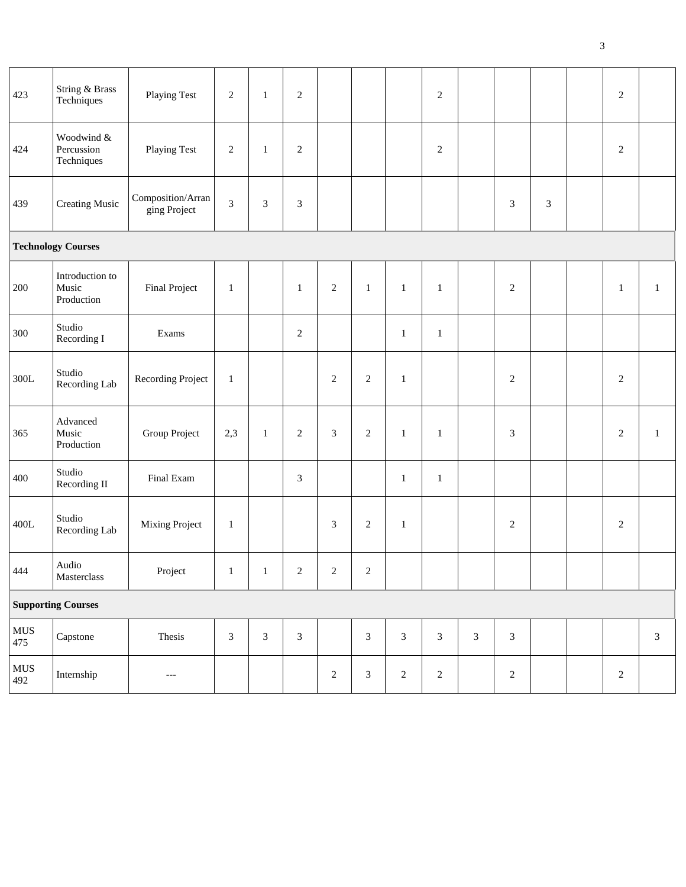| | | | | | | | | | | | | | | | |
|---|---|---|---|---|---|---|---|---|---|---|---|---|---|---|---|
| 423 | String & Brass Techniques | Playing Test | 2 | 1 | 2 | | | | 2 | | | | | 2 | |
| 424 | Woodwind & Percussion Techniques | Playing Test | 2 | 1 | 2 | | | | 2 | | | | | 2 | |
| 439 | Creating Music | Composition/Arranging Project | 3 | 3 | 3 | | | | | | 3 | 3 | | | |
| **Technology Courses** | | | | | | | | | | | | | | | |
| 200 | Introduction to Music Production | Final Project | 1 | | 1 | 2 | 1 | 1 | 1 | | 2 | | | 1 | 1 |
| 300 | Studio Recording I | Exams | | | 2 | | | 1 | 1 | | | | | | |
| 300L | Studio Recording Lab | Recording Project | 1 | | | 2 | 2 | 1 | | | 2 | | | 2 | |
| 365 | Advanced Music Production | Group Project | 2,3 | 1 | 2 | 3 | 2 | 1 | 1 | | 3 | | | 2 | 1 |
| 400 | Studio Recording II | Final Exam | | | 3 | | | 1 | 1 | | | | | | |
| 400L | Studio Recording Lab | Mixing Project | 1 | | | 3 | 2 | 1 | | | 2 | | | 2 | |
| 444 | Audio Masterclass | Project | 1 | 1 | 2 | 2 | 2 | | | | | | | | |
| **Supporting Courses** | | | | | | | | | | | | | | | |
| MUS 475 | Capstone | Thesis | 3 | 3 | 3 | | 3 | 3 | 3 | 3 | 3 | | | | 3 |
| MUS 492 | Internship | --- | | | | 2 | 3 | 2 | 2 | | 2 | | | 2 | |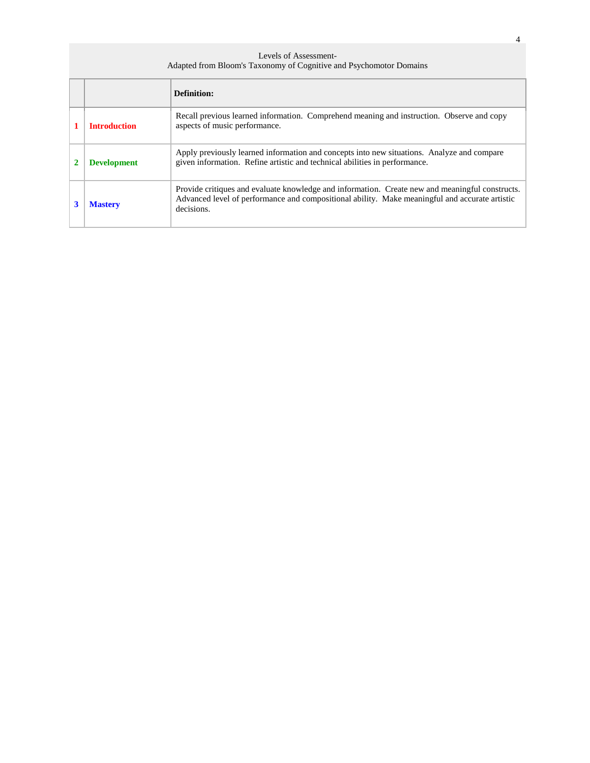Levels of Assessment-
Adapted from Bloom's Taxonomy of Cognitive and Psychomotor Domains

| | | **Definition:** |
|---|---|---|
| **1** | **Introduction** | Recall previous learned information. Comprehend meaning and instruction. Observe and copy aspects of music performance. |
| **2** | **Development** | Apply previously learned information and concepts into new situations. Analyze and compare given information. Refine artistic and technical abilities in performance. |
| **3** | **Mastery** | Provide critiques and evaluate knowledge and information. Create new and meaningful constructs. Advanced level of performance and compositional ability. Make meaningful and accurate artistic decisions. |